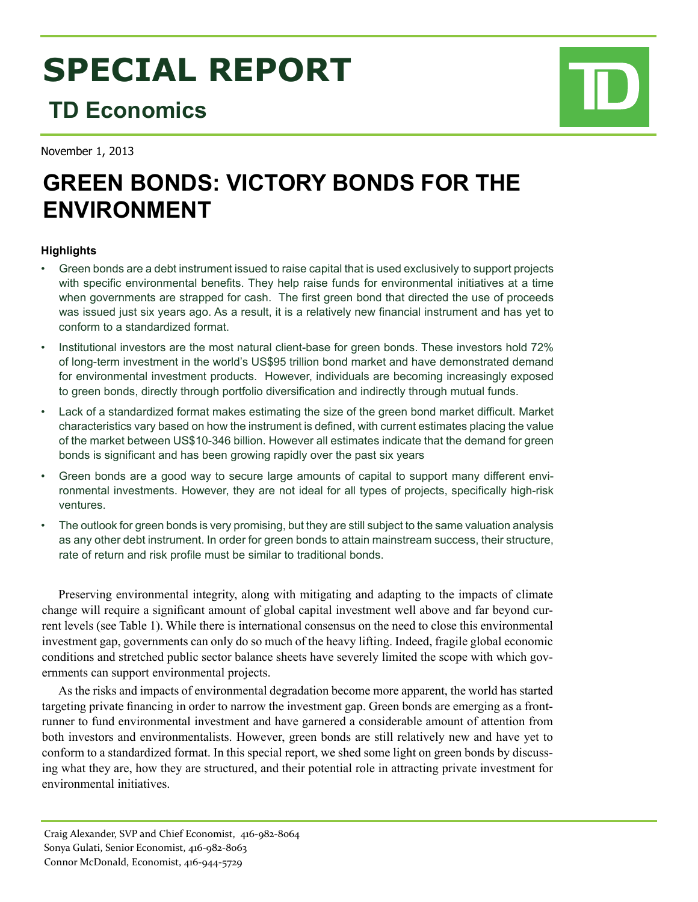# SPECIAL REPORT

## TD Economics

November 1, 2013

# GREEN BONDS: VICTORY BONDS FOR THE ENVIRONMENT

### Highlights

- Green bonds are a debt instrument issued to raise capital that is used exclusively to support projects with specific environmental benefits. They help raise funds for environmental initiatives at a time when governments are strapped for cash. The first green bond that directed the use of proceeds was issued just six years ago. As a result, it is a relatively new financial instrument and has yet to conform to a standardized format.
- Institutional investors are the most natural client-base for green bonds. These investors hold 72% of long-term investment in the world's US$95 trillion bond market and have demonstrated demand for environmental investment products. However, individuals are becoming increasingly exposed to green bonds, directly through portfolio diversification and indirectly through mutual funds.
- Lack of a standardized format makes estimating the size of the green bond market difficult. Market characteristics vary based on how the instrument is defined, with current estimates placing the value of the market between US$10-346 billion. However all estimates indicate that the demand for green bonds is significant and has been growing rapidly over the past six years
- Green bonds are a good way to secure large amounts of capital to support many different environmental investments. However, they are not ideal for all types of projects, specifically high-risk ventures.
- The outlook for green bonds is very promising, but they are still subject to the same valuation analysis as any other debt instrument. In order for green bonds to attain mainstream success, their structure, rate of return and risk profile must be similar to traditional bonds.

Preserving environmental integrity, along with mitigating and adapting to the impacts of climate change will require a significant amount of global capital investment well above and far beyond current levels (see Table 1). While there is international consensus on the need to close this environmental investment gap, governments can only do so much of the heavy lifting. Indeed, fragile global economic conditions and stretched public sector balance sheets have severely limited the scope with which governments can support environmental projects.

As the risks and impacts of environmental degradation become more apparent, the world has started targeting private financing in order to narrow the investment gap. Green bonds are emerging as a front-runner to fund environmental investment and have garnered a considerable amount of attention from both investors and environmentalists. However, green bonds are still relatively new and have yet to conform to a standardized format. In this special report, we shed some light on green bonds by discussing what they are, how they are structured, and their potential role in attracting private investment for environmental initiatives.

Craig Alexander, SVP and Chief Economist, 416-982-8064
Sonya Gulati, Senior Economist, 416-982-8063
Connor McDonald, Economist, 416-944-5729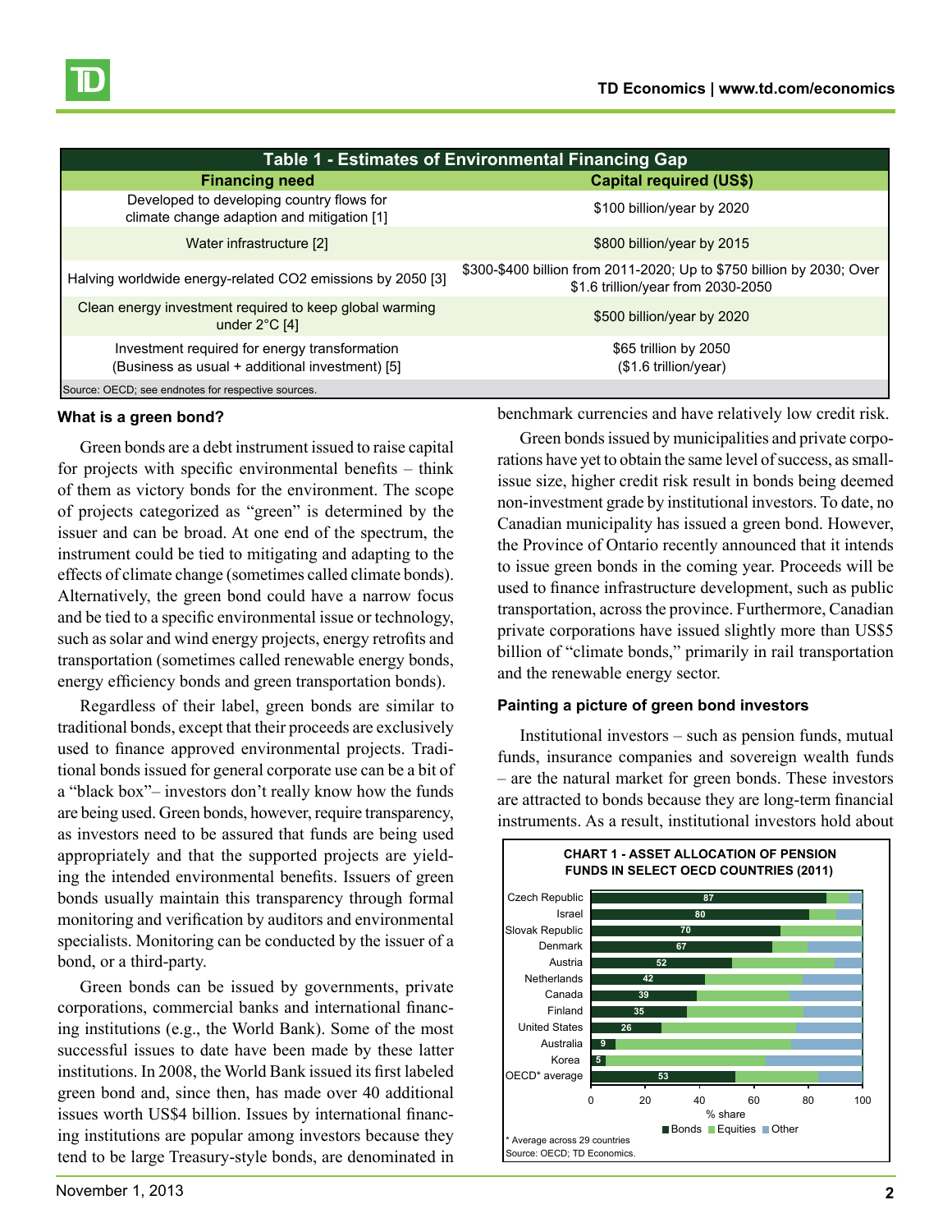**Table 1 - Estimates of Environmental Financing Gap**

| Financing need | Capital required (US$) |
|---|---|
| Developed to developing country flows for climate change adaption and mitigation [1] | $100 billion/year by 2020 |
| Water infrastructure [2] | $800 billion/year by 2015 |
| Halving worldwide energy-related CO2 emissions by 2050 [3] | $300-$400 billion from 2011-2020; Up to $750 billion by 2030; Over $1.6 trillion/year from 2030-2050 |
| Clean energy investment required to keep global warming under 2°C [4] | $500 billion/year by 2020 |
| Investment required for energy transformation (Business as usual + additional investment) [5] | $65 trillion by 2050 ($1.6 trillion/year) |

Source: OECD; see endnotes for respective sources.

### What is a green bond?

Green bonds are a debt instrument issued to raise capital for projects with specific environmental benefits – think of them as victory bonds for the environment. The scope of projects categorized as "green" is determined by the issuer and can be broad. At one end of the spectrum, the instrument could be tied to mitigating and adapting to the effects of climate change (sometimes called climate bonds). Alternatively, the green bond could have a narrow focus and be tied to a specific environmental issue or technology, such as solar and wind energy projects, energy retrofits and transportation (sometimes called renewable energy bonds, energy efficiency bonds and green transportation bonds).

Regardless of their label, green bonds are similar to traditional bonds, except that their proceeds are exclusively used to finance approved environmental projects. Traditional bonds issued for general corporate use can be a bit of a "black box"– investors don't really know how the funds are being used. Green bonds, however, require transparency, as investors need to be assured that funds are being used appropriately and that the supported projects are yielding the intended environmental benefits. Issuers of green bonds usually maintain this transparency through formal monitoring and verification by auditors and environmental specialists. Monitoring can be conducted by the issuer of a bond, or a third-party.

Green bonds can be issued by governments, private corporations, commercial banks and international financing institutions (e.g., the World Bank). Some of the most successful issues to date have been made by these latter institutions. In 2008, the World Bank issued its first labeled green bond and, since then, has made over 40 additional issues worth US$4 billion. Issues by international financing institutions are popular among investors because they tend to be large Treasury-style bonds, are denominated in benchmark currencies and have relatively low credit risk.

Green bonds issued by municipalities and private corporations have yet to obtain the same level of success, as small-issue size, higher credit risk result in bonds being deemed non-investment grade by institutional investors. To date, no Canadian municipality has issued a green bond. However, the Province of Ontario recently announced that it intends to issue green bonds in the coming year. Proceeds will be used to finance infrastructure development, such as public transportation, across the province. Furthermore, Canadian private corporations have issued slightly more than US$5 billion of "climate bonds," primarily in rail transportation and the renewable energy sector.

### Painting a picture of green bond investors

Institutional investors – such as pension funds, mutual funds, insurance companies and sovereign wealth funds – are the natural market for green bonds. These investors are attracted to bonds because they are long-term financial instruments. As a result, institutional investors hold about

**CHART 1 - ASSET ALLOCATION OF PENSION FUNDS IN SELECT OECD COUNTRIES (2011)**

| Country | Bonds (% share) |
|---|---|
| Czech Republic | 87 |
| Israel | 80 |
| Slovak Republic | 70 |
| Denmark | 67 |
| Austria | 52 |
| Netherlands | 42 |
| Canada | 39 |
| Finland | 35 |
| United States | 26 |
| Australia | 9 |
| Korea | 5 |
| OECD* average | 53 |

% share — Bonds, Equities, Other

\* Average across 29 countries
Source: OECD; TD Economics.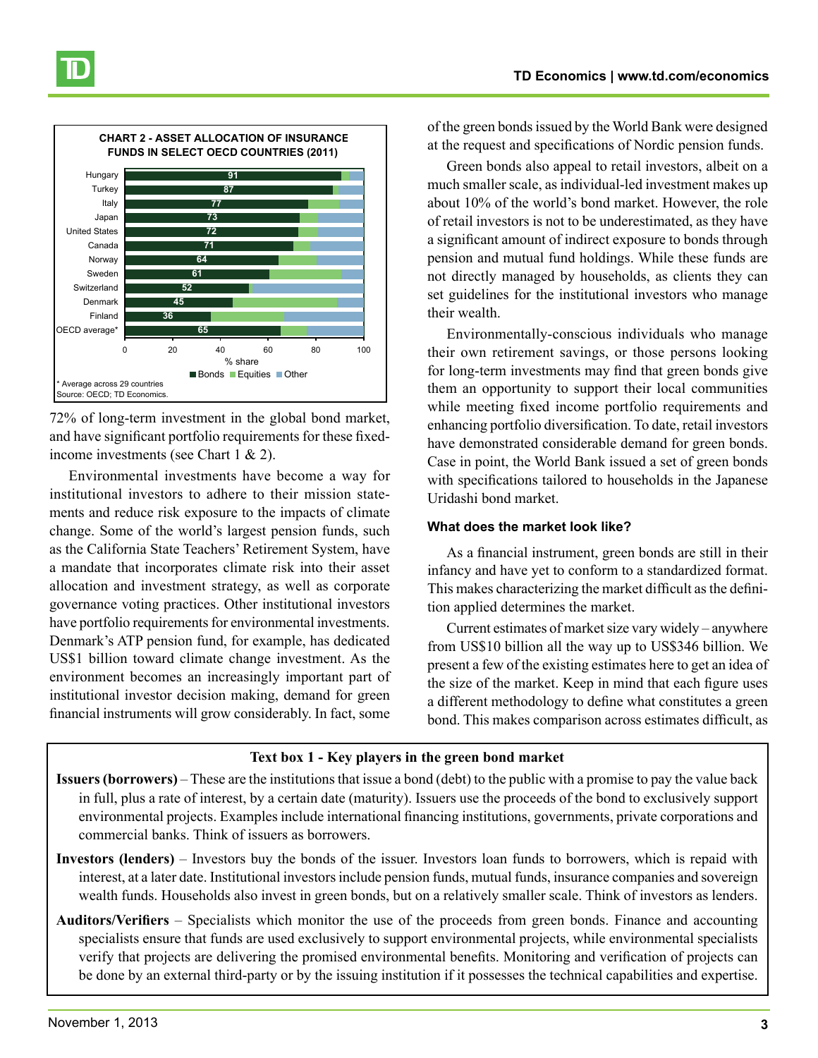**CHART 2 - ASSET ALLOCATION OF INSURANCE FUNDS IN SELECT OECD COUNTRIES (2011)**

| Country | Bonds (% share) |
|---|---|
| Hungary | 91 |
| Turkey | 87 |
| Italy | 77 |
| Japan | 73 |
| United States | 72 |
| Canada | 71 |
| Norway | 64 |
| Sweden | 61 |
| Switzerland | 52 |
| Denmark | 45 |
| Finland | 36 |
| OECD average* | 65 |

\* Average across 29 countries
Source: OECD; TD Economics.

72% of long-term investment in the global bond market, and have significant portfolio requirements for these fixed-income investments (see Chart 1 & 2).

Environmental investments have become a way for institutional investors to adhere to their mission statements and reduce risk exposure to the impacts of climate change. Some of the world's largest pension funds, such as the California State Teachers' Retirement System, have a mandate that incorporates climate risk into their asset allocation and investment strategy, as well as corporate governance voting practices. Other institutional investors have portfolio requirements for environmental investments. Denmark's ATP pension fund, for example, has dedicated US$1 billion toward climate change investment. As the environment becomes an increasingly important part of institutional investor decision making, demand for green financial instruments will grow considerably. In fact, some of the green bonds issued by the World Bank were designed at the request and specifications of Nordic pension funds.

Green bonds also appeal to retail investors, albeit on a much smaller scale, as individual-led investment makes up about 10% of the world's bond market. However, the role of retail investors is not to be underestimated, as they have a significant amount of indirect exposure to bonds through pension and mutual fund holdings. While these funds are not directly managed by households, as clients they can set guidelines for the institutional investors who manage their wealth.

Environmentally-conscious individuals who manage their own retirement savings, or those persons looking for long-term investments may find that green bonds give them an opportunity to support their local communities while meeting fixed income portfolio requirements and enhancing portfolio diversification. To date, retail investors have demonstrated considerable demand for green bonds. Case in point, the World Bank issued a set of green bonds with specifications tailored to households in the Japanese Uridashi bond market.

#### What does the market look like?

As a financial instrument, green bonds are still in their infancy and have yet to conform to a standardized format. This makes characterizing the market difficult as the definition applied determines the market.

Current estimates of market size vary widely – anywhere from US$10 billion all the way up to US$346 billion. We present a few of the existing estimates here to get an idea of the size of the market. Keep in mind that each figure uses a different methodology to define what constitutes a green bond. This makes comparison across estimates difficult, as

**Text box 1 - Key players in the green bond market**

**Issuers (borrowers)** – These are the institutions that issue a bond (debt) to the public with a promise to pay the value back in full, plus a rate of interest, by a certain date (maturity). Issuers use the proceeds of the bond to exclusively support environmental projects. Examples include international financing institutions, governments, private corporations and commercial banks. Think of issuers as borrowers.

**Investors (lenders)** – Investors buy the bonds of the issuer. Investors loan funds to borrowers, which is repaid with interest, at a later date. Institutional investors include pension funds, mutual funds, insurance companies and sovereign wealth funds. Households also invest in green bonds, but on a relatively smaller scale. Think of investors as lenders.

**Auditors/Verifiers** – Specialists which monitor the use of the proceeds from green bonds. Finance and accounting specialists ensure that funds are used exclusively to support environmental projects, while environmental specialists verify that projects are delivering the promised environmental benefits. Monitoring and verification of projects can be done by an external third-party or by the issuing institution if it possesses the technical capabilities and expertise.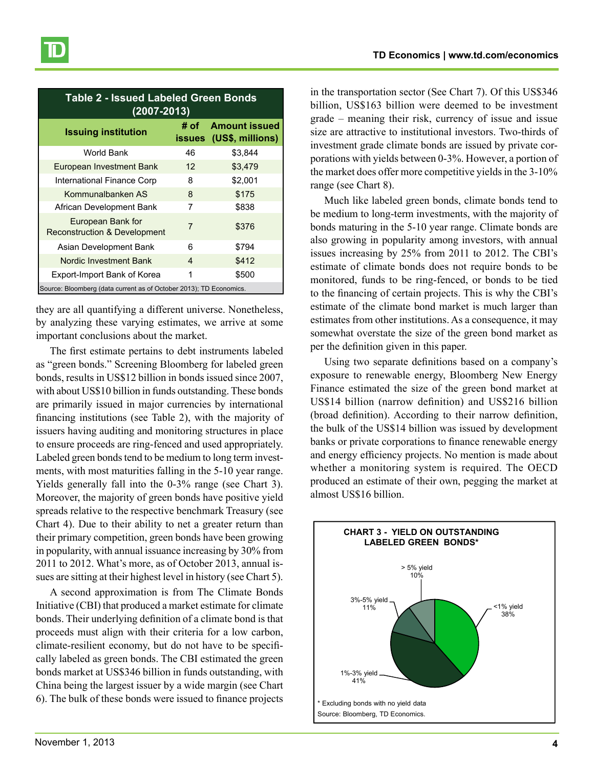| Table 2 - Issued Labeled Green Bonds (2007-2013) | | |
|---|---|---|
| **Issuing institution** | **# of issues** | **Amount issued (US$, millions)** |
| World Bank | 46 | $3,844 |
| European Investment Bank | 12 | $3,479 |
| International Finance Corp | 8 | $2,001 |
| Kommunalbanken AS | 8 | $175 |
| African Development Bank | 7 | $838 |
| European Bank for Reconstruction & Development | 7 | $376 |
| Asian Development Bank | 6 | $794 |
| Nordic Investment Bank | 4 | $412 |
| Export-Import Bank of Korea | 1 | $500 |

Source: Bloomberg (data current as of October 2013); TD Economics.

they are all quantifying a different universe. Nonetheless, by analyzing these varying estimates, we arrive at some important conclusions about the market.

The first estimate pertains to debt instruments labeled as "green bonds." Screening Bloomberg for labeled green bonds, results in US$12 billion in bonds issued since 2007, with about US$10 billion in funds outstanding. These bonds are primarily issued in major currencies by international financing institutions (see Table 2), with the majority of issuers having auditing and monitoring structures in place to ensure proceeds are ring-fenced and used appropriately. Labeled green bonds tend to be medium to long term investments, with most maturities falling in the 5-10 year range. Yields generally fall into the 0-3% range (see Chart 3). Moreover, the majority of green bonds have positive yield spreads relative to the respective benchmark Treasury (see Chart 4). Due to their ability to net a greater return than their primary competition, green bonds have been growing in popularity, with annual issuance increasing by 30% from 2011 to 2012. What's more, as of October 2013, annual issues are sitting at their highest level in history (see Chart 5).

A second approximation is from The Climate Bonds Initiative (CBI) that produced a market estimate for climate bonds. Their underlying definition of a climate bond is that proceeds must align with their criteria for a low carbon, climate-resilient economy, but do not have to be specifically labeled as green bonds. The CBI estimated the green bonds market at US$346 billion in funds outstanding, with China being the largest issuer by a wide margin (see Chart 6). The bulk of these bonds were issued to finance projects in the transportation sector (See Chart 7). Of this US$346 billion, US$163 billion were deemed to be investment grade – meaning their risk, currency of issue and issue size are attractive to institutional investors. Two-thirds of investment grade climate bonds are issued by private corporations with yields between 0-3%. However, a portion of the market does offer more competitive yields in the 3-10% range (see Chart 8).

Much like labeled green bonds, climate bonds tend to be medium to long-term investments, with the majority of bonds maturing in the 5-10 year range. Climate bonds are also growing in popularity among investors, with annual issues increasing by 25% from 2011 to 2012. The CBI's estimate of climate bonds does not require bonds to be monitored, funds to be ring-fenced, or bonds to be tied to the financing of certain projects. This is why the CBI's estimate of the climate bond market is much larger than estimates from other institutions. As a consequence, it may somewhat overstate the size of the green bond market as per the definition given in this paper.

Using two separate definitions based on a company's exposure to renewable energy, Bloomberg New Energy Finance estimated the size of the green bond market at US$14 billion (narrow definition) and US$216 billion (broad definition). According to their narrow definition, the bulk of the US$14 billion was issued by development banks or private corporations to finance renewable energy and energy efficiency projects. No mention is made about whether a monitoring system is required. The OECD produced an estimate of their own, pegging the market at almost US$16 billion.

**CHART 3 - YIELD ON OUTSTANDING LABELED GREEN BONDS***

| Yield | Share |
|---|---|
| <1% yield | 38% |
| 1%-3% yield | 41% |
| 3%-5% yield | 11% |
| > 5% yield | 10% |

\* Excluding bonds with no yield data

Source: Bloomberg, TD Economics.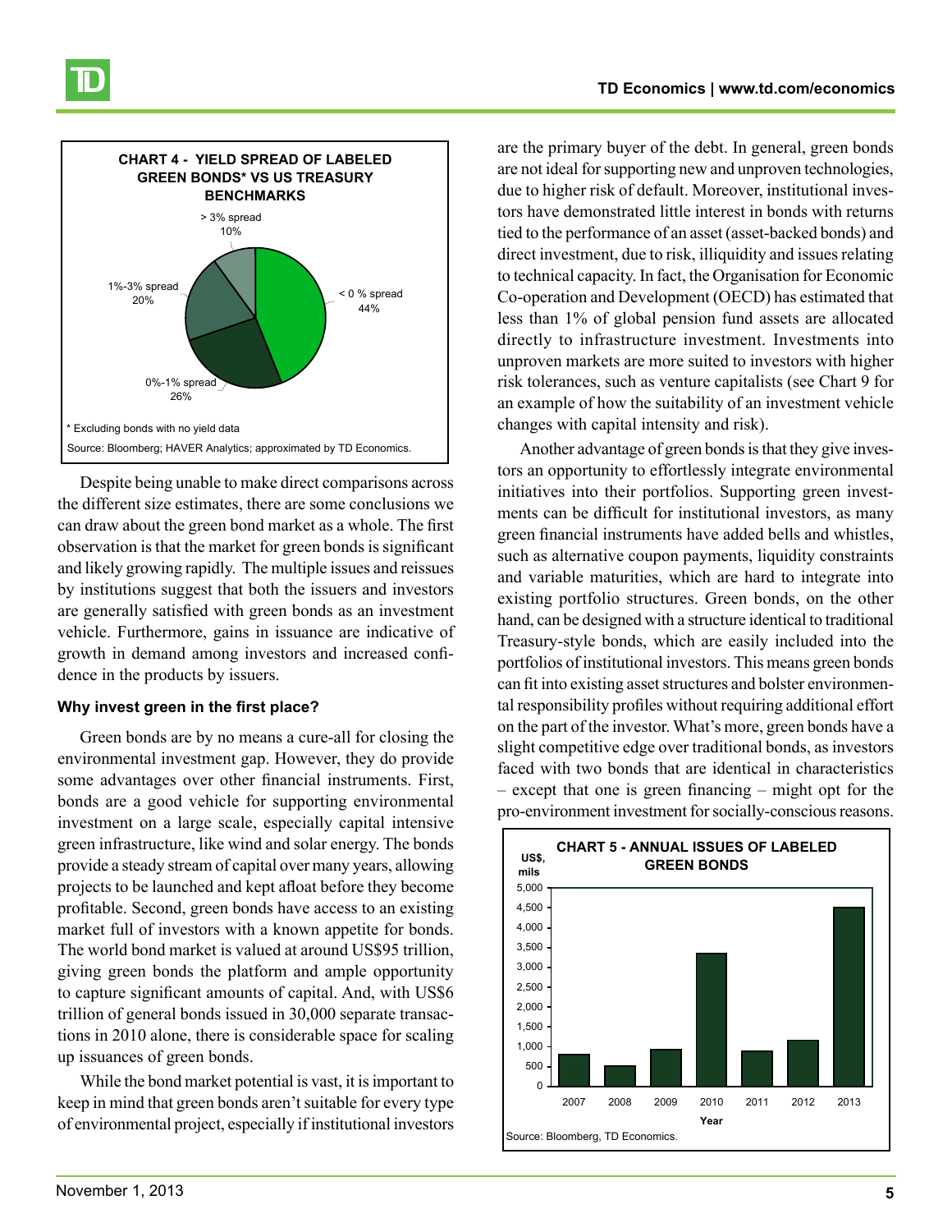**CHART 4 - YIELD SPREAD OF LABELED GREEN BONDS* VS US TREASURY BENCHMARKS**

| Spread | Share |
|---|---|
| < 0 % spread | 44% |
| 0%-1% spread | 26% |
| 1%-3% spread | 20% |
| > 3% spread | 10% |

\* Excluding bonds with no yield data

Source: Bloomberg; HAVER Analytics; approximated by TD Economics.

Despite being unable to make direct comparisons across the different size estimates, there are some conclusions we can draw about the green bond market as a whole. The first observation is that the market for green bonds is significant and likely growing rapidly. The multiple issues and reissues by institutions suggest that both the issuers and investors are generally satisfied with green bonds as an investment vehicle. Furthermore, gains in issuance are indicative of growth in demand among investors and increased confidence in the products by issuers.

### Why invest green in the first place?

Green bonds are by no means a cure-all for closing the environmental investment gap. However, they do provide some advantages over other financial instruments. First, bonds are a good vehicle for supporting environmental investment on a large scale, especially capital intensive green infrastructure, like wind and solar energy. The bonds provide a steady stream of capital over many years, allowing projects to be launched and kept afloat before they become profitable. Second, green bonds have access to an existing market full of investors with a known appetite for bonds. The world bond market is valued at around US$95 trillion, giving green bonds the platform and ample opportunity to capture significant amounts of capital. And, with US$6 trillion of general bonds issued in 30,000 separate transactions in 2010 alone, there is considerable space for scaling up issuances of green bonds.

While the bond market potential is vast, it is important to keep in mind that green bonds aren't suitable for every type of environmental project, especially if institutional investors are the primary buyer of the debt. In general, green bonds are not ideal for supporting new and unproven technologies, due to higher risk of default. Moreover, institutional investors have demonstrated little interest in bonds with returns tied to the performance of an asset (asset-backed bonds) and direct investment, due to risk, illiquidity and issues relating to technical capacity. In fact, the Organisation for Economic Co-operation and Development (OECD) has estimated that less than 1% of global pension fund assets are allocated directly to infrastructure investment. Investments into unproven markets are more suited to investors with higher risk tolerances, such as venture capitalists (see Chart 9 for an example of how the suitability of an investment vehicle changes with capital intensity and risk).

Another advantage of green bonds is that they give investors an opportunity to effortlessly integrate environmental initiatives into their portfolios. Supporting green investments can be difficult for institutional investors, as many green financial instruments have added bells and whistles, such as alternative coupon payments, liquidity constraints and variable maturities, which are hard to integrate into existing portfolio structures. Green bonds, on the other hand, can be designed with a structure identical to traditional Treasury-style bonds, which are easily included into the portfolios of institutional investors. This means green bonds can fit into existing asset structures and bolster environmental responsibility profiles without requiring additional effort on the part of the investor. What's more, green bonds have a slight competitive edge over traditional bonds, as investors faced with two bonds that are identical in characteristics – except that one is green financing – might opt for the pro-environment investment for socially-conscious reasons.

**CHART 5 - ANNUAL ISSUES OF LABELED GREEN BONDS**

| Year | US$, mils (approx.) |
|---|---|
| 2007 | 800 |
| 2008 | 500 |
| 2009 | 950 |
| 2010 | 3,350 |
| 2011 | 900 |
| 2012 | 1,150 |
| 2013 | 4,500 |

Source: Bloomberg, TD Economics.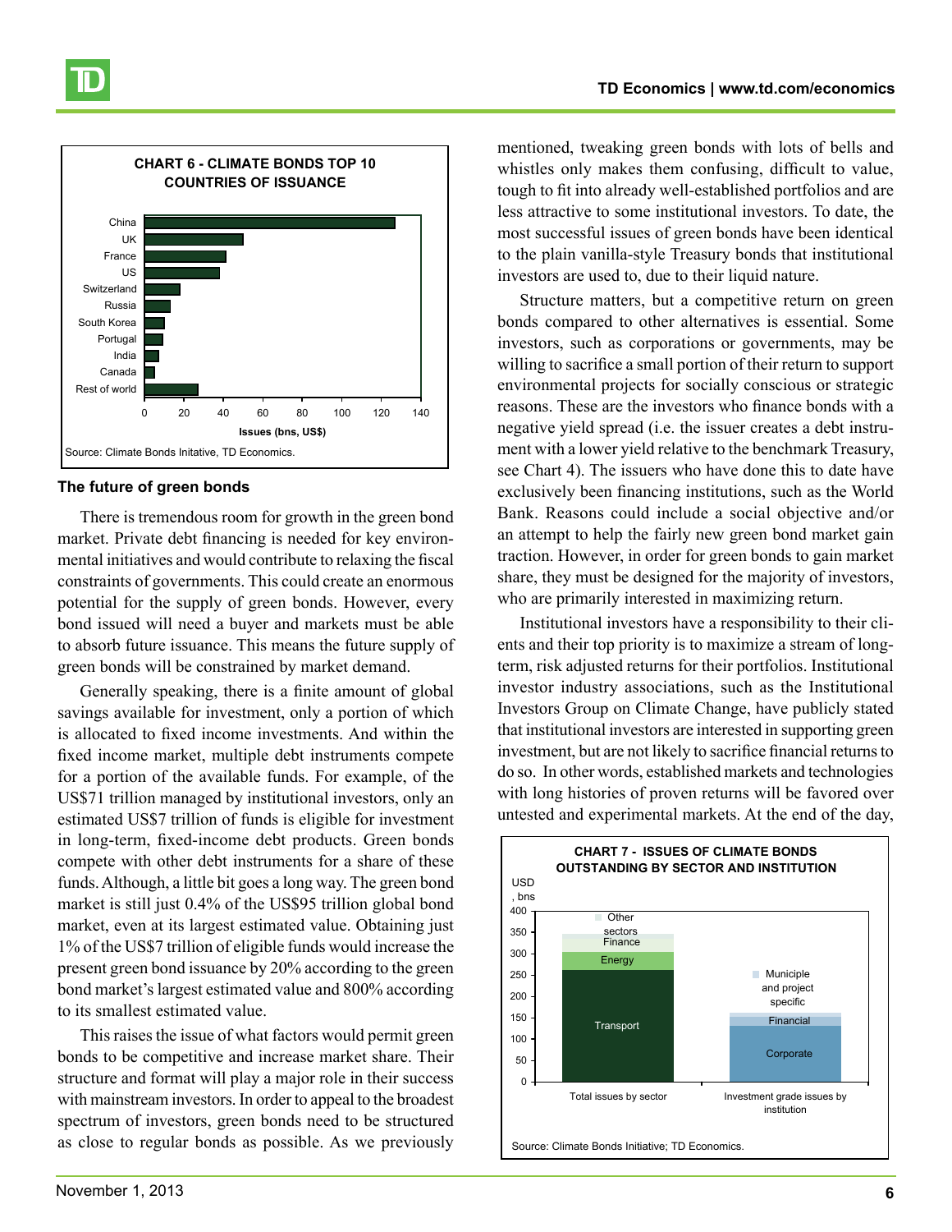**CHART 6 - CLIMATE BONDS TOP 10 COUNTRIES OF ISSUANCE**

Source: Climate Bonds Initative, TD Economics.

### The future of green bonds

There is tremendous room for growth in the green bond market. Private debt financing is needed for key environmental initiatives and would contribute to relaxing the fiscal constraints of governments. This could create an enormous potential for the supply of green bonds. However, every bond issued will need a buyer and markets must be able to absorb future issuance. This means the future supply of green bonds will be constrained by market demand.

Generally speaking, there is a finite amount of global savings available for investment, only a portion of which is allocated to fixed income investments. And within the fixed income market, multiple debt instruments compete for a portion of the available funds. For example, of the US$71 trillion managed by institutional investors, only an estimated US$7 trillion of funds is eligible for investment in long-term, fixed-income debt products. Green bonds compete with other debt instruments for a share of these funds. Although, a little bit goes a long way. The green bond market is still just 0.4% of the US$95 trillion global bond market, even at its largest estimated value. Obtaining just 1% of the US$7 trillion of eligible funds would increase the present green bond issuance by 20% according to the green bond market's largest estimated value and 800% according to its smallest estimated value.

This raises the issue of what factors would permit green bonds to be competitive and increase market share. Their structure and format will play a major role in their success with mainstream investors. In order to appeal to the broadest spectrum of investors, green bonds need to be structured as close to regular bonds as possible. As we previously mentioned, tweaking green bonds with lots of bells and whistles only makes them confusing, difficult to value, tough to fit into already well-established portfolios and are less attractive to some institutional investors. To date, the most successful issues of green bonds have been identical to the plain vanilla-style Treasury bonds that institutional investors are used to, due to their liquid nature.

Structure matters, but a competitive return on green bonds compared to other alternatives is essential. Some investors, such as corporations or governments, may be willing to sacrifice a small portion of their return to support environmental projects for socially conscious or strategic reasons. These are the investors who finance bonds with a negative yield spread (i.e. the issuer creates a debt instrument with a lower yield relative to the benchmark Treasury, see Chart 4). The issuers who have done this to date have exclusively been financing institutions, such as the World Bank. Reasons could include a social objective and/or an attempt to help the fairly new green bond market gain traction. However, in order for green bonds to gain market share, they must be designed for the majority of investors, who are primarily interested in maximizing return.

Institutional investors have a responsibility to their clients and their top priority is to maximize a stream of long-term, risk adjusted returns for their portfolios. Institutional investor industry associations, such as the Institutional Investors Group on Climate Change, have publicly stated that institutional investors are interested in supporting green investment, but are not likely to sacrifice financial returns to do so. In other words, established markets and technologies with long histories of proven returns will be favored over untested and experimental markets. At the end of the day,

**CHART 7 - ISSUES OF CLIMATE BONDS OUTSTANDING BY SECTOR AND INSTITUTION**

Source: Climate Bonds Initiative; TD Economics.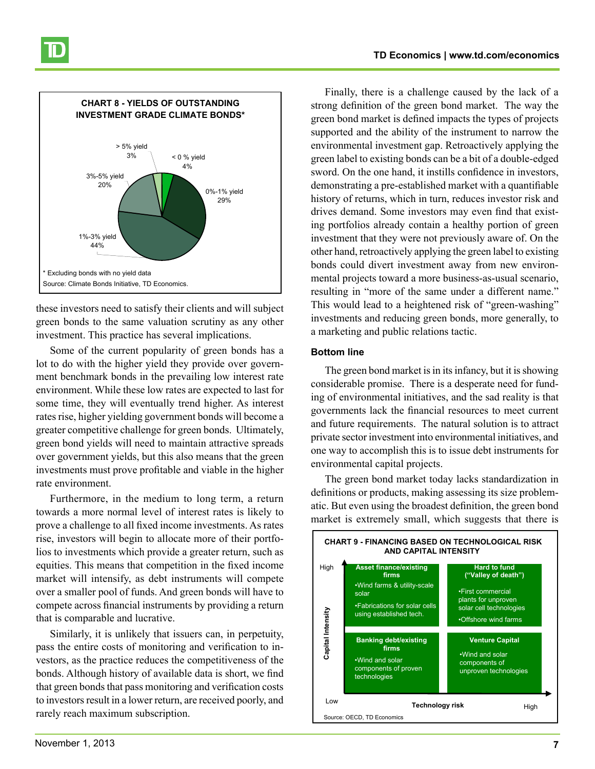**CHART 8 - YIELDS OF OUTSTANDING INVESTMENT GRADE CLIMATE BONDS***

| Yield | Share |
|---|---|
| < 0 % yield | 4% |
| 0%-1% yield | 29% |
| 1%-3% yield | 44% |
| 3%-5% yield | 20% |
| > 5% yield | 3% |

\* Excluding bonds with no yield data

Source: Climate Bonds Initiative, TD Economics.

these investors need to satisfy their clients and will subject green bonds to the same valuation scrutiny as any other investment. This practice has several implications.

Some of the current popularity of green bonds has a lot to do with the higher yield they provide over government benchmark bonds in the prevailing low interest rate environment. While these low rates are expected to last for some time, they will eventually trend higher. As interest rates rise, higher yielding government bonds will become a greater competitive challenge for green bonds. Ultimately, green bond yields will need to maintain attractive spreads over government yields, but this also means that the green investments must prove profitable and viable in the higher rate environment.

Furthermore, in the medium to long term, a return towards a more normal level of interest rates is likely to prove a challenge to all fixed income investments. As rates rise, investors will begin to allocate more of their portfolios to investments which provide a greater return, such as equities. This means that competition in the fixed income market will intensify, as debt instruments will compete over a smaller pool of funds. And green bonds will have to compete across financial instruments by providing a return that is comparable and lucrative.

Similarly, it is unlikely that issuers can, in perpetuity, pass the entire costs of monitoring and verification to investors, as the practice reduces the competitiveness of the bonds. Although history of available data is short, we find that green bonds that pass monitoring and verification costs to investors result in a lower return, are received poorly, and rarely reach maximum subscription.

Finally, there is a challenge caused by the lack of a strong definition of the green bond market. The way the green bond market is defined impacts the types of projects supported and the ability of the instrument to narrow the environmental investment gap. Retroactively applying the green label to existing bonds can be a bit of a double-edged sword. On the one hand, it instills confidence in investors, demonstrating a pre-established market with a quantifiable history of returns, which in turn, reduces investor risk and drives demand. Some investors may even find that existing portfolios already contain a healthy portion of green investment that they were not previously aware of. On the other hand, retroactively applying the green label to existing bonds could divert investment away from new environmental projects toward a more business-as-usual scenario, resulting in "more of the same under a different name." This would lead to a heightened risk of "green-washing" investments and reducing green bonds, more generally, to a marketing and public relations tactic.

## Bottom line

The green bond market is in its infancy, but it is showing considerable promise. There is a desperate need for funding of environmental initiatives, and the sad reality is that governments lack the financial resources to meet current and future requirements. The natural solution is to attract private sector investment into environmental initiatives, and one way to accomplish this is to issue debt instruments for environmental capital projects.

The green bond market today lacks standardization in definitions or products, making assessing its size problematic. But even using the broadest definition, the green bond market is extremely small, which suggests that there is

**CHART 9 - FINANCING BASED ON TECHNOLOGICAL RISK AND CAPITAL INTENSITY**

| Capital Intensity \ Technology risk | Low | High |
|---|---|---|
| High | **Asset finance/existing firms**<br>•Wind farms & utility-scale solar<br>•Fabrications for solar cells using established tech. | **Hard to fund ("Valley of death")**<br>•First commercial plants for unproven solar cell technologies<br>•Offshore wind farms |
| Low | **Banking debt/existing firms**<br>•Wind and solar components of proven technologies | **Venture Capital**<br>•Wind and solar components of unproven technologies |

Source: OECD, TD Economics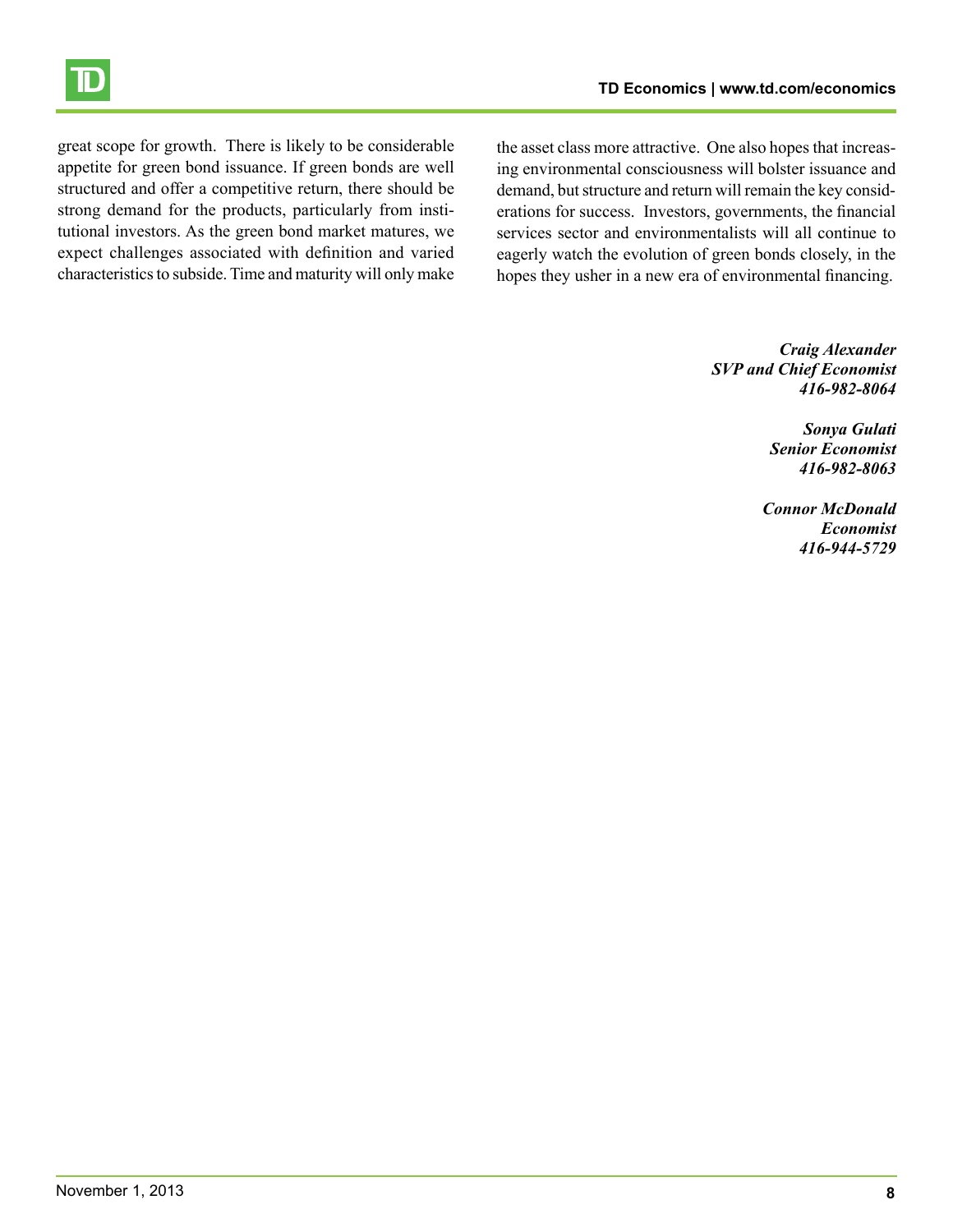great scope for growth. There is likely to be considerable appetite for green bond issuance. If green bonds are well structured and offer a competitive return, there should be strong demand for the products, particularly from institutional investors. As the green bond market matures, we expect challenges associated with definition and varied characteristics to subside. Time and maturity will only make the asset class more attractive. One also hopes that increasing environmental consciousness will bolster issuance and demand, but structure and return will remain the key considerations for success. Investors, governments, the financial services sector and environmentalists will all continue to eagerly watch the evolution of green bonds closely, in the hopes they usher in a new era of environmental financing.

***Craig Alexander***
***SVP and Chief Economist***
***416-982-8064***

***Sonya Gulati***
***Senior Economist***
***416-982-8063***

***Connor McDonald***
***Economist***
***416-944-5729***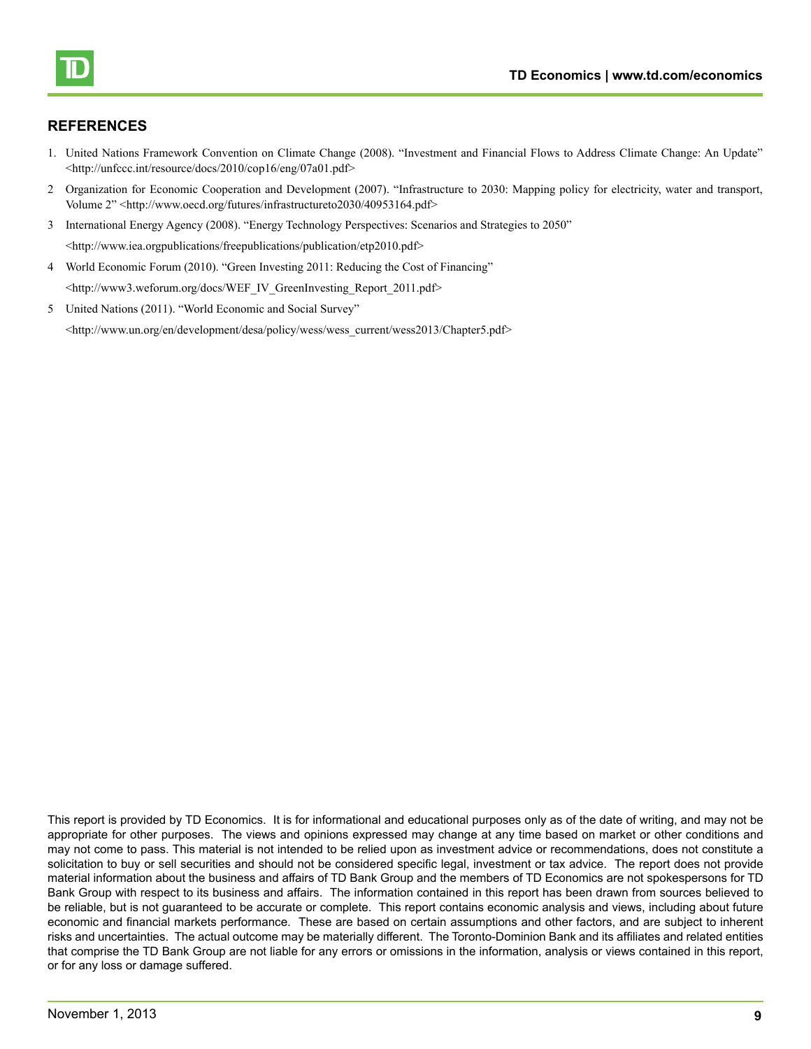## REFERENCES

1. United Nations Framework Convention on Climate Change (2008). "Investment and Financial Flows to Address Climate Change: An Update" <http://unfccc.int/resource/docs/2010/cop16/eng/07a01.pdf>
2. Organization for Economic Cooperation and Development (2007). "Infrastructure to 2030: Mapping policy for electricity, water and transport, Volume 2" <http://www.oecd.org/futures/infrastructureto2030/40953164.pdf>
3. International Energy Agency (2008). "Energy Technology Perspectives: Scenarios and Strategies to 2050" <http://www.iea.orgpublications/freepublications/publication/etp2010.pdf>
4. World Economic Forum (2010). "Green Investing 2011: Reducing the Cost of Financing" <http://www3.weforum.org/docs/WEF_IV_GreenInvesting_Report_2011.pdf>
5. United Nations (2011). "World Economic and Social Survey" <http://www.un.org/en/development/desa/policy/wess/wess_current/wess2013/Chapter5.pdf>

This report is provided by TD Economics. It is for informational and educational purposes only as of the date of writing, and may not be appropriate for other purposes. The views and opinions expressed may change at any time based on market or other conditions and may not come to pass. This material is not intended to be relied upon as investment advice or recommendations, does not constitute a solicitation to buy or sell securities and should not be considered specific legal, investment or tax advice. The report does not provide material information about the business and affairs of TD Bank Group and the members of TD Economics are not spokespersons for TD Bank Group with respect to its business and affairs. The information contained in this report has been drawn from sources believed to be reliable, but is not guaranteed to be accurate or complete. This report contains economic analysis and views, including about future economic and financial markets performance. These are based on certain assumptions and other factors, and are subject to inherent risks and uncertainties. The actual outcome may be materially different. The Toronto-Dominion Bank and its affiliates and related entities that comprise the TD Bank Group are not liable for any errors or omissions in the information, analysis or views contained in this report, or for any loss or damage suffered.